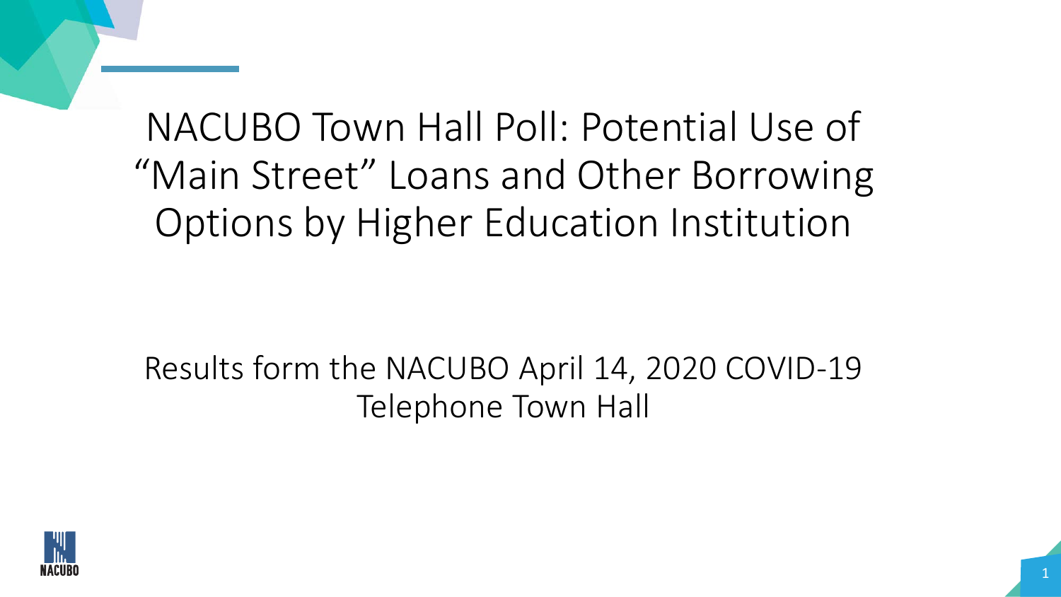# NACUBO Town Hall Poll: Potential Use of "Main Street" Loans and Other Borrowing Options by Higher Education Institution

Results form the NACUBO April 14, 2020 COVID-19 Telephone Town Hall

NACUBO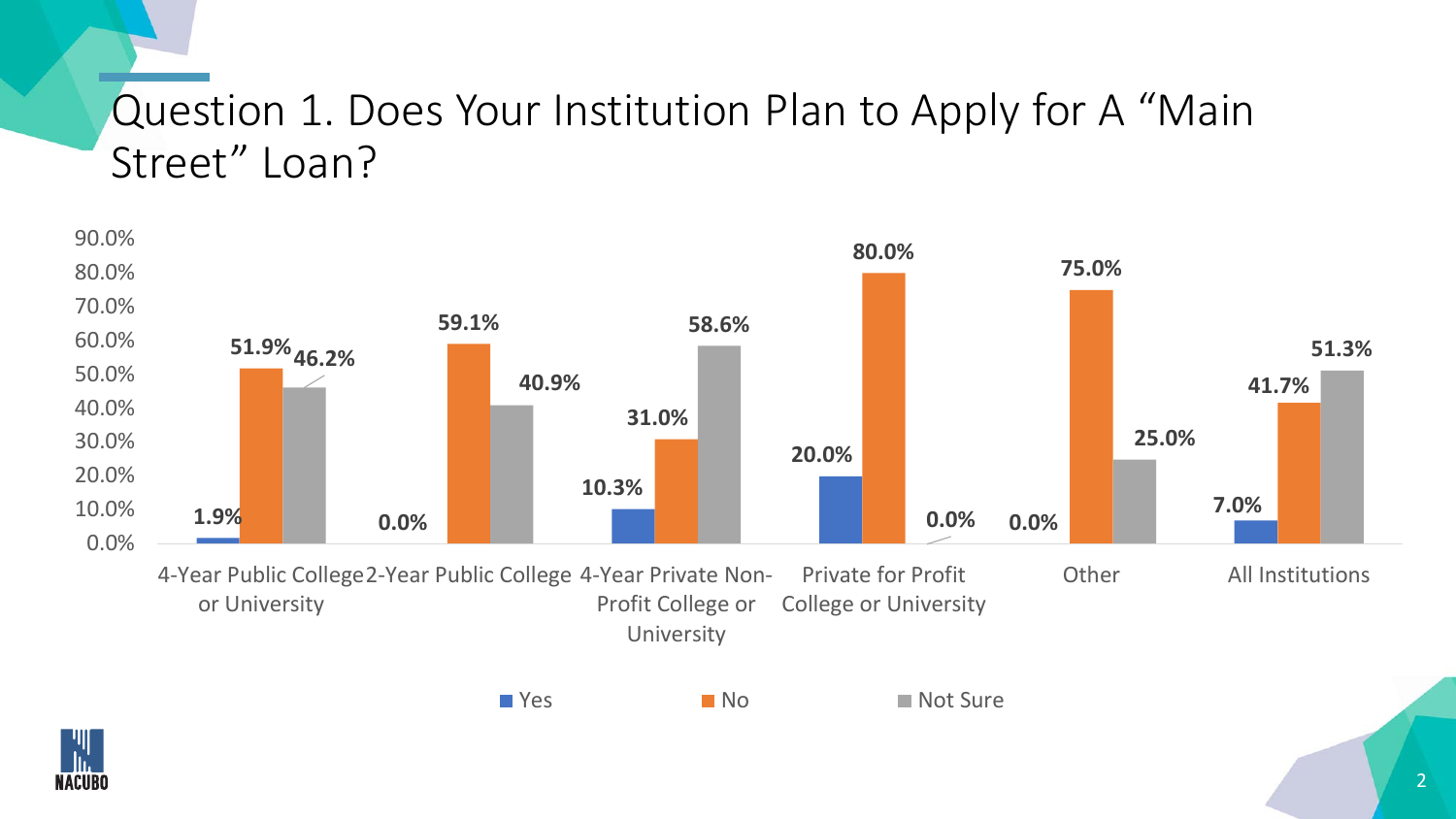# Question 1. Does Your Institution Plan to Apply for A "Main Street" Loan?

| | Yes | No | Not Sure |
|---|---|---|---|
| 4-Year Public College or University | 1.9% | 51.9% | 46.2% |
| 2-Year Public College | 0.0% | 59.1% | 40.9% |
| 4-Year Private Non-Profit College or University | 10.3% | 31.0% | 58.6% |
| Private for Profit College or University | 20.0% | 80.0% | 0.0% |
| Other | 0.0% | 75.0% | 25.0% |
| All Institutions | 7.0% | 41.7% | 51.3% |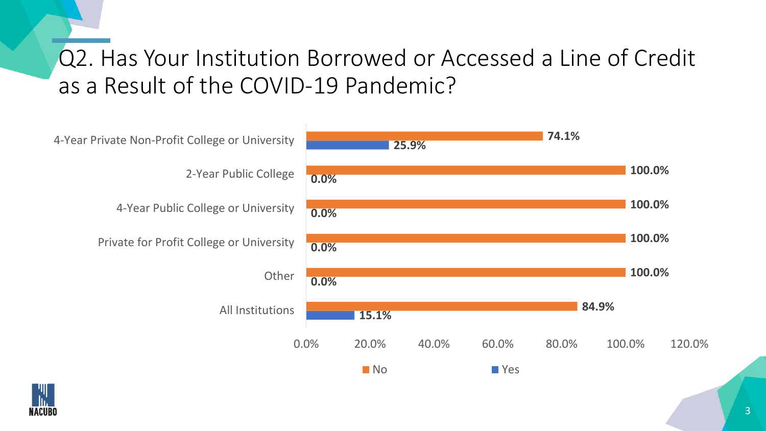# Q2. Has Your Institution Borrowed or Accessed a Line of Credit as a Result of the COVID-19 Pandemic?

| Institution Type | No | Yes |
| --- | --- | --- |
| 4-Year Private Non-Profit College or University | 74.1% | 25.9% |
| 2-Year Public College | 100.0% | 0.0% |
| 4-Year Public College or University | 100.0% | 0.0% |
| Private for Profit College or University | 100.0% | 0.0% |
| Other | 100.0% | 0.0% |
| All Institutions | 84.9% | 15.1% |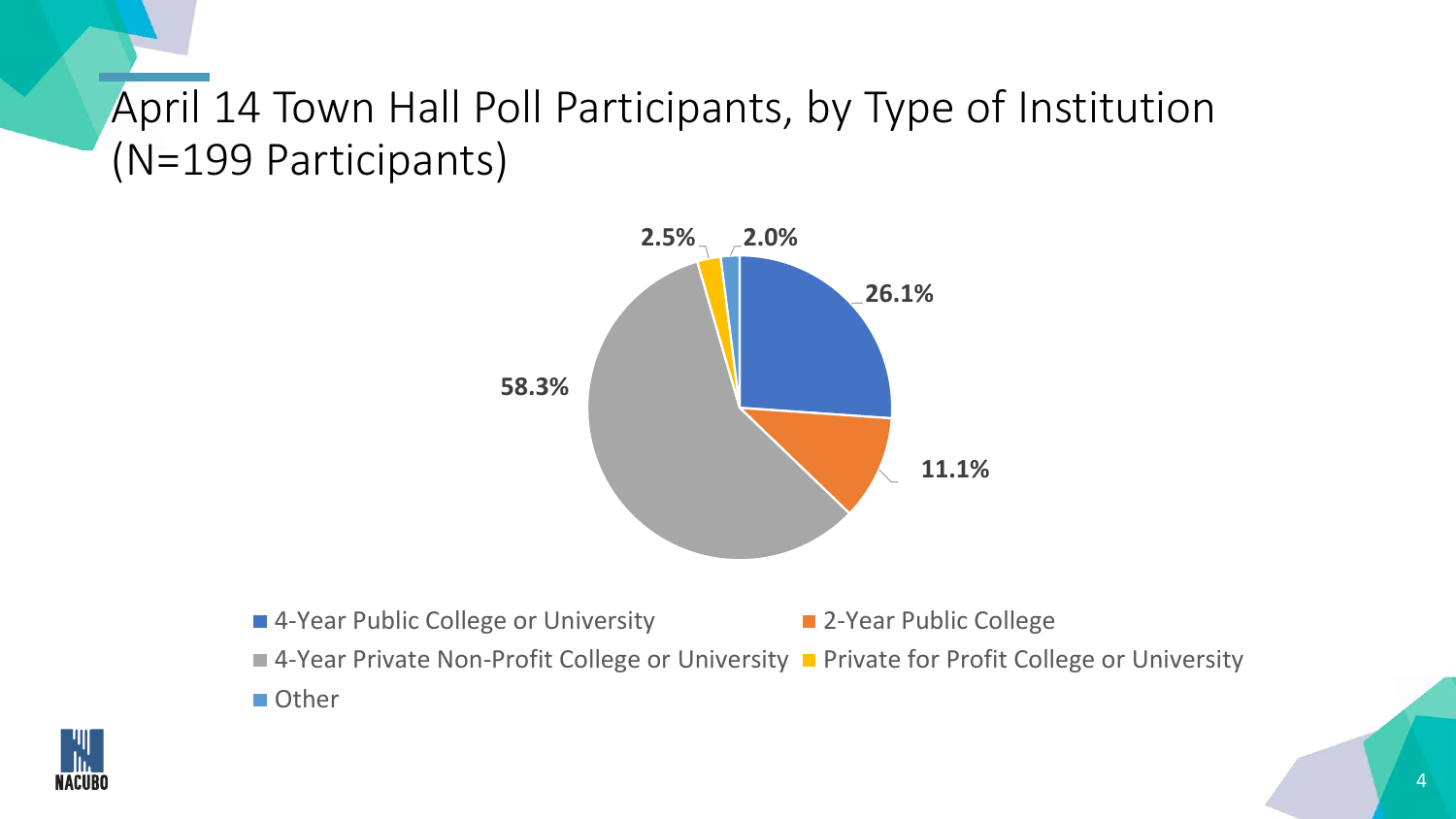# April 14 Town Hall Poll Participants, by Type of Institution (N=199 Participants)

2.5%

2.0%

26.1%

58.3%

11.1%

4-Year Public College or University

2-Year Public College

4-Year Private Non-Profit College or University

Private for Profit College or University

Other

NACUBO